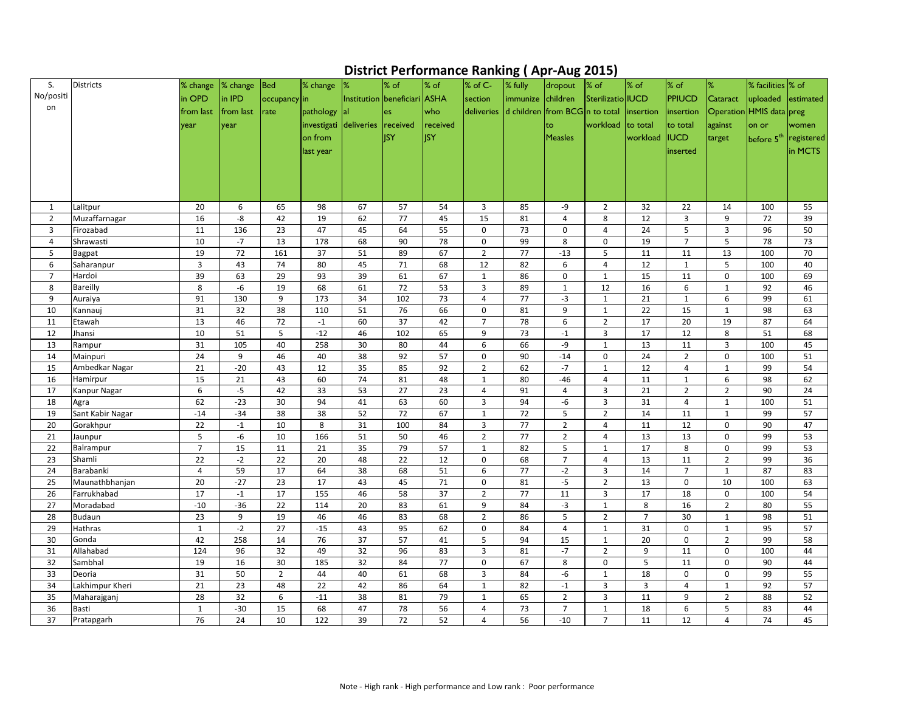# District Performance Ranking ( Apr-Aug 2015)

| S. No/position | Districts | % change in OPD from last year | % change in IPD from last year | Bed occupancy rate | % change in pathology investigation from last year | % Institutional deliveries | % of beneficiaries received JSY | % of ASHA who received JSY | % of C-section deliveries | % fully immunized children | dropout children from BCG to Measles | % of Sterilization to total workload | % of IUCD insertion to total workload | % of PPIUCD insertion to total IUCD inserted | % Cataract Operation against target | % facilities uploaded HMIS data on or before 5th | % of estimated preg women registered in MCTS |
|---|---|---|---|---|---|---|---|---|---|---|---|---|---|---|---|---|---|
| 1 | Lalitpur | 20 | 6 | 65 | 98 | 67 | 57 | 54 | 3 | 85 | -9 | 2 | 32 | 22 | 14 | 100 | 55 |
| 2 | Muzaffarnagar | 16 | -8 | 42 | 19 | 62 | 77 | 45 | 15 | 81 | 4 | 8 | 12 | 3 | 9 | 72 | 39 |
| 3 | Firozabad | 11 | 136 | 23 | 47 | 45 | 64 | 55 | 0 | 73 | 0 | 4 | 24 | 5 | 3 | 96 | 50 |
| 4 | Shrawasti | 10 | -7 | 13 | 178 | 68 | 90 | 78 | 0 | 99 | 8 | 0 | 19 | 7 | 5 | 78 | 73 |
| 5 | Bagpat | 19 | 72 | 161 | 37 | 51 | 89 | 67 | 2 | 77 | -13 | 5 | 11 | 11 | 13 | 100 | 70 |
| 6 | Saharanpur | 3 | 43 | 74 | 80 | 45 | 71 | 68 | 12 | 82 | 6 | 4 | 12 | 1 | 5 | 100 | 40 |
| 7 | Hardoi | 39 | 63 | 29 | 93 | 39 | 61 | 67 | 1 | 86 | 0 | 1 | 15 | 11 | 0 | 100 | 69 |
| 8 | Bareilly | 8 | -6 | 19 | 68 | 61 | 72 | 53 | 3 | 89 | 1 | 12 | 16 | 6 | 1 | 92 | 46 |
| 9 | Auraiya | 91 | 130 | 9 | 173 | 34 | 102 | 73 | 4 | 77 | -3 | 1 | 21 | 1 | 6 | 99 | 61 |
| 10 | Kannauj | 31 | 32 | 38 | 110 | 51 | 76 | 66 | 0 | 81 | 9 | 1 | 22 | 15 | 1 | 98 | 63 |
| 11 | Etawah | 13 | 46 | 72 | -1 | 60 | 37 | 42 | 7 | 78 | 6 | 2 | 17 | 20 | 19 | 87 | 64 |
| 12 | Jhansi | 10 | 51 | 5 | -12 | 46 | 102 | 65 | 9 | 73 | -1 | 3 | 17 | 12 | 8 | 51 | 68 |
| 13 | Rampur | 31 | 105 | 40 | 258 | 30 | 80 | 44 | 6 | 66 | -9 | 1 | 13 | 11 | 3 | 100 | 45 |
| 14 | Mainpuri | 24 | 9 | 46 | 40 | 38 | 92 | 57 | 0 | 90 | -14 | 0 | 24 | 2 | 0 | 100 | 51 |
| 15 | Ambedkar Nagar | 21 | -20 | 43 | 12 | 35 | 85 | 92 | 2 | 62 | -7 | 1 | 12 | 4 | 1 | 99 | 54 |
| 16 | Hamirpur | 15 | 21 | 43 | 60 | 74 | 81 | 48 | 1 | 80 | -46 | 4 | 11 | 1 | 6 | 98 | 62 |
| 17 | Kanpur Nagar | 6 | -5 | 42 | 33 | 53 | 27 | 23 | 4 | 91 | 4 | 3 | 21 | 2 | 2 | 90 | 24 |
| 18 | Agra | 62 | -23 | 30 | 94 | 41 | 63 | 60 | 3 | 94 | -6 | 3 | 31 | 4 | 1 | 100 | 51 |
| 19 | Sant Kabir Nagar | -14 | -34 | 38 | 38 | 52 | 72 | 67 | 1 | 72 | 5 | 2 | 14 | 11 | 1 | 99 | 57 |
| 20 | Gorakhpur | 22 | -1 | 10 | 8 | 31 | 100 | 84 | 3 | 77 | 2 | 4 | 11 | 12 | 0 | 90 | 47 |
| 21 | Jaunpur | 5 | -6 | 10 | 166 | 51 | 50 | 46 | 2 | 77 | 2 | 4 | 13 | 13 | 0 | 99 | 53 |
| 22 | Balrampur | 7 | 15 | 11 | 21 | 35 | 79 | 57 | 1 | 82 | 5 | 1 | 17 | 8 | 0 | 99 | 53 |
| 23 | Shamli | 22 | -2 | 22 | 20 | 48 | 22 | 12 | 0 | 68 | 7 | 4 | 13 | 11 | 2 | 99 | 36 |
| 24 | Barabanki | 4 | 59 | 17 | 64 | 38 | 68 | 51 | 6 | 77 | -2 | 3 | 14 | 7 | 1 | 87 | 83 |
| 25 | Maunathbhanjan | 20 | -27 | 23 | 17 | 43 | 45 | 71 | 0 | 81 | -5 | 2 | 13 | 0 | 10 | 100 | 63 |
| 26 | Farrukhabad | 17 | -1 | 17 | 155 | 46 | 58 | 37 | 2 | 77 | 11 | 3 | 17 | 18 | 0 | 100 | 54 |
| 27 | Moradabad | -10 | -36 | 22 | 114 | 20 | 83 | 61 | 9 | 84 | -3 | 1 | 8 | 16 | 2 | 80 | 55 |
| 28 | Budaun | 23 | 9 | 19 | 46 | 46 | 83 | 68 | 2 | 86 | 5 | 2 | 7 | 30 | 1 | 98 | 51 |
| 29 | Hathras | 1 | -2 | 27 | -15 | 43 | 95 | 62 | 0 | 84 | 4 | 1 | 31 | 0 | 1 | 95 | 57 |
| 30 | Gonda | 42 | 258 | 14 | 76 | 37 | 57 | 41 | 5 | 94 | 15 | 1 | 20 | 0 | 2 | 99 | 58 |
| 31 | Allahabad | 124 | 96 | 32 | 49 | 32 | 96 | 83 | 3 | 81 | -7 | 2 | 9 | 11 | 0 | 100 | 44 |
| 32 | Sambhal | 19 | 16 | 30 | 185 | 32 | 84 | 77 | 0 | 67 | 8 | 0 | 5 | 11 | 0 | 90 | 44 |
| 33 | Deoria | 31 | 50 | 2 | 44 | 40 | 61 | 68 | 3 | 84 | -6 | 1 | 18 | 0 | 0 | 99 | 55 |
| 34 | Lakhimpur Kheri | 21 | 23 | 48 | 22 | 42 | 86 | 64 | 1 | 82 | -1 | 3 | 3 | 4 | 1 | 92 | 57 |
| 35 | Maharajganj | 28 | 32 | 6 | -11 | 38 | 81 | 79 | 1 | 65 | 2 | 3 | 11 | 9 | 2 | 88 | 52 |
| 36 | Basti | 1 | -30 | 15 | 68 | 47 | 78 | 56 | 4 | 73 | 7 | 1 | 18 | 6 | 5 | 83 | 44 |
| 37 | Pratapgarh | 76 | 24 | 10 | 122 | 39 | 72 | 52 | 4 | 56 | -10 | 7 | 11 | 12 | 4 | 74 | 45 |

Note - High rank - High performance and Low rank : Poor performance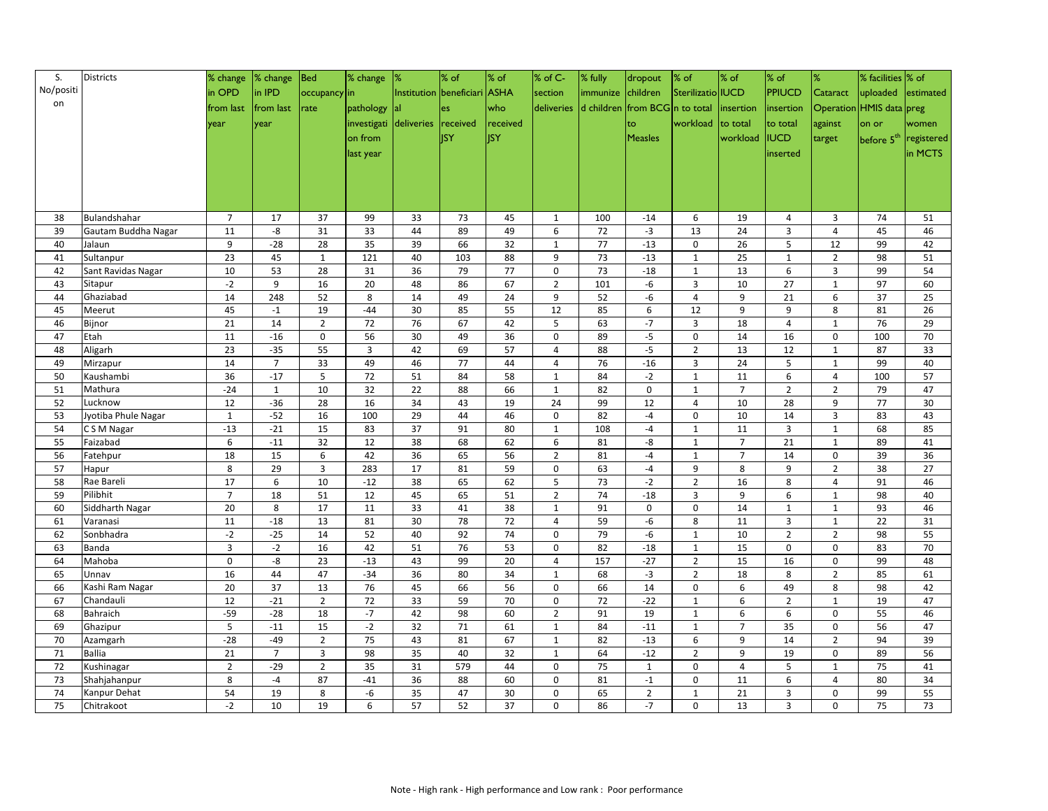| S. No/position | Districts | % change in OPD from last year | % change in IPD from last year | Bed occupancy rate | % change in pathology investigation from last year | % Institutional deliveries | % of beneficiaries received JSY | % of ASHA who received JSY | % of C-section deliveries | % fully immunized children | dropout children from BCG to Measles | % of Sterilization to total workload | % of IUCD insertion to total workload | % of PPIUCD insertion to total IUCD inserted | % Cataract Operation against target | % facilities uploaded HMIS data on or before 5th | % of estimated preg women registered in MCTS |
|---|---|---|---|---|---|---|---|---|---|---|---|---|---|---|---|---|---|
| 38 | Bulandshahar | 7 | 17 | 37 | 99 | 33 | 73 | 45 | 1 | 100 | -14 | 6 | 19 | 4 | 3 | 74 | 51 |
| 39 | Gautam Buddha Nagar | 11 | -8 | 31 | 33 | 44 | 89 | 49 | 6 | 72 | -3 | 13 | 24 | 3 | 4 | 45 | 46 |
| 40 | Jalaun | 9 | -28 | 28 | 35 | 39 | 66 | 32 | 1 | 77 | -13 | 0 | 26 | 5 | 12 | 99 | 42 |
| 41 | Sultanpur | 23 | 45 | 1 | 121 | 40 | 103 | 88 | 9 | 73 | -13 | 1 | 25 | 1 | 2 | 98 | 51 |
| 42 | Sant Ravidas Nagar | 10 | 53 | 28 | 31 | 36 | 79 | 77 | 0 | 73 | -18 | 1 | 13 | 6 | 3 | 99 | 54 |
| 43 | Sitapur | -2 | 9 | 16 | 20 | 48 | 86 | 67 | 2 | 101 | -6 | 3 | 10 | 27 | 1 | 97 | 60 |
| 44 | Ghaziabad | 14 | 248 | 52 | 8 | 14 | 49 | 24 | 9 | 52 | -6 | 4 | 9 | 21 | 6 | 37 | 25 |
| 45 | Meerut | 45 | -1 | 19 | -44 | 30 | 85 | 55 | 12 | 85 | 6 | 12 | 9 | 9 | 8 | 81 | 26 |
| 46 | Bijnor | 21 | 14 | 2 | 72 | 76 | 67 | 42 | 5 | 63 | -7 | 3 | 18 | 4 | 1 | 76 | 29 |
| 47 | Etah | 11 | -16 | 0 | 56 | 30 | 49 | 36 | 0 | 89 | -5 | 0 | 14 | 16 | 0 | 100 | 70 |
| 48 | Aligarh | 23 | -35 | 55 | 3 | 42 | 69 | 57 | 4 | 88 | -5 | 2 | 13 | 12 | 1 | 87 | 33 |
| 49 | Mirzapur | 14 | 7 | 33 | 49 | 46 | 77 | 44 | 4 | 76 | -16 | 3 | 24 | 5 | 1 | 99 | 40 |
| 50 | Kaushambi | 36 | -17 | 5 | 72 | 51 | 84 | 58 | 1 | 84 | -2 | 1 | 11 | 6 | 4 | 100 | 57 |
| 51 | Mathura | -24 | 1 | 10 | 32 | 22 | 88 | 66 | 1 | 82 | 0 | 1 | 7 | 2 | 2 | 79 | 47 |
| 52 | Lucknow | 12 | -36 | 28 | 16 | 34 | 43 | 19 | 24 | 99 | 12 | 4 | 10 | 28 | 9 | 77 | 30 |
| 53 | Jyotiba Phule Nagar | 1 | -52 | 16 | 100 | 29 | 44 | 46 | 0 | 82 | -4 | 0 | 10 | 14 | 3 | 83 | 43 |
| 54 | C S M Nagar | -13 | -21 | 15 | 83 | 37 | 91 | 80 | 1 | 108 | -4 | 1 | 11 | 3 | 1 | 68 | 85 |
| 55 | Faizabad | 6 | -11 | 32 | 12 | 38 | 68 | 62 | 6 | 81 | -8 | 1 | 7 | 21 | 1 | 89 | 41 |
| 56 | Fatehpur | 18 | 15 | 6 | 42 | 36 | 65 | 56 | 2 | 81 | -4 | 1 | 7 | 14 | 0 | 39 | 36 |
| 57 | Hapur | 8 | 29 | 3 | 283 | 17 | 81 | 59 | 0 | 63 | -4 | 9 | 8 | 9 | 2 | 38 | 27 |
| 58 | Rae Bareli | 17 | 6 | 10 | -12 | 38 | 65 | 62 | 5 | 73 | -2 | 2 | 16 | 8 | 4 | 91 | 46 |
| 59 | Pilibhit | 7 | 18 | 51 | 12 | 45 | 65 | 51 | 2 | 74 | -18 | 3 | 9 | 6 | 1 | 98 | 40 |
| 60 | Siddharth Nagar | 20 | 8 | 17 | 11 | 33 | 41 | 38 | 1 | 91 | 0 | 0 | 14 | 1 | 1 | 93 | 46 |
| 61 | Varanasi | 11 | -18 | 13 | 81 | 30 | 78 | 72 | 4 | 59 | -6 | 8 | 11 | 3 | 1 | 22 | 31 |
| 62 | Sonbhadra | -2 | -25 | 14 | 52 | 40 | 92 | 74 | 0 | 79 | -6 | 1 | 10 | 2 | 2 | 98 | 55 |
| 63 | Banda | 3 | -2 | 16 | 42 | 51 | 76 | 53 | 0 | 82 | -18 | 1 | 15 | 0 | 0 | 83 | 70 |
| 64 | Mahoba | 0 | -8 | 23 | -13 | 43 | 99 | 20 | 4 | 157 | -27 | 2 | 15 | 16 | 0 | 99 | 48 |
| 65 | Unnav | 16 | 44 | 47 | -34 | 36 | 80 | 34 | 1 | 68 | -3 | 2 | 18 | 8 | 2 | 85 | 61 |
| 66 | Kashi Ram Nagar | 20 | 37 | 13 | 76 | 45 | 66 | 56 | 0 | 66 | 14 | 0 | 6 | 49 | 8 | 98 | 42 |
| 67 | Chandauli | 12 | -21 | 2 | 72 | 33 | 59 | 70 | 0 | 72 | -22 | 1 | 6 | 2 | 1 | 19 | 47 |
| 68 | Bahraich | -59 | -28 | 18 | -7 | 42 | 98 | 60 | 2 | 91 | 19 | 1 | 6 | 6 | 0 | 55 | 46 |
| 69 | Ghazipur | 5 | -11 | 15 | -2 | 32 | 71 | 61 | 1 | 84 | -11 | 1 | 7 | 35 | 0 | 56 | 47 |
| 70 | Azamgarh | -28 | -49 | 2 | 75 | 43 | 81 | 67 | 1 | 82 | -13 | 6 | 9 | 14 | 2 | 94 | 39 |
| 71 | Ballia | 21 | 7 | 3 | 98 | 35 | 40 | 32 | 1 | 64 | -12 | 2 | 9 | 19 | 0 | 89 | 56 |
| 72 | Kushinagar | 2 | -29 | 2 | 35 | 31 | 579 | 44 | 0 | 75 | 1 | 0 | 4 | 5 | 1 | 75 | 41 |
| 73 | Shahjahanpur | 8 | -4 | 87 | -41 | 36 | 88 | 60 | 0 | 81 | -1 | 0 | 11 | 6 | 4 | 80 | 34 |
| 74 | Kanpur Dehat | 54 | 19 | 8 | -6 | 35 | 47 | 30 | 0 | 65 | 2 | 1 | 21 | 3 | 0 | 99 | 55 |
| 75 | Chitrakoot | -2 | 10 | 19 | 6 | 57 | 52 | 37 | 0 | 86 | -7 | 0 | 13 | 3 | 0 | 75 | 73 |

Note - High rank - High performance and Low rank : Poor performance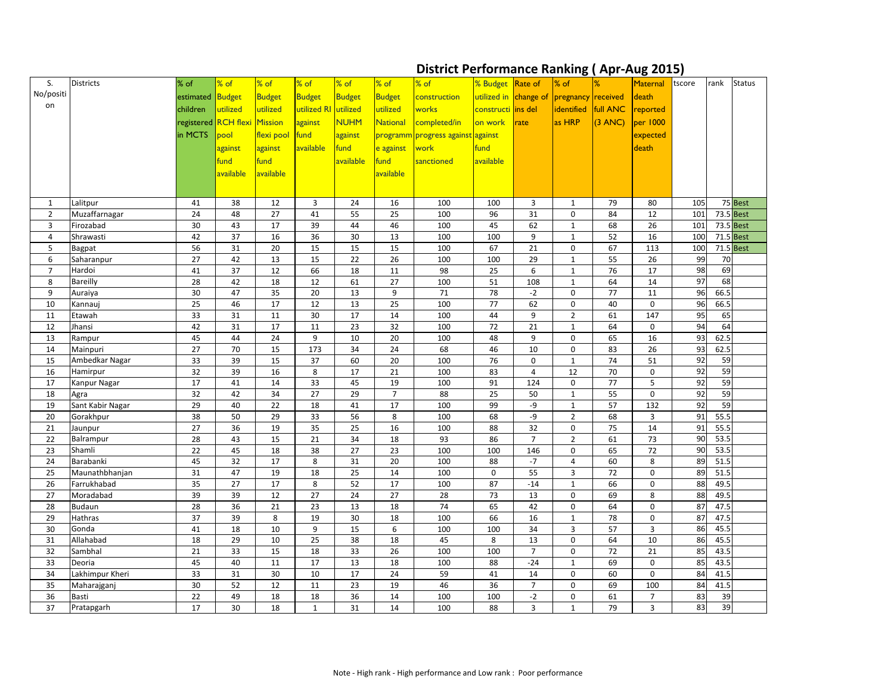# District Performance Ranking ( Apr-Aug 2015)

| S. No/position | Districts | % of estimated children registered in MCTS | % of Budget utilized RCH flexi pool against fund available | % of Budget utilized Mission flexi pool against fund available | % of Budget utilized RI against fund available | % of Budget utilized NUHM against fund available | % of Budget utilized National programme against fund available | % of construction works completed/in progress against work sanctioned | % Budget utilized in construction work against fund available | Rate of change of ins del rate | % of pregnancy identified as HRP | % received full ANC (3 ANC) | Maternal death reported per 1000 expected death | tscore | rank | Status |
|---|---|---|---|---|---|---|---|---|---|---|---|---|---|---|---|---|
| 1 | Lalitpur | 41 | 38 | 12 | 3 | 24 | 16 | 100 | 100 | 3 | 1 | 79 | 80 | 105 | 75 | Best |
| 2 | Muzaffarnagar | 24 | 48 | 27 | 41 | 55 | 25 | 100 | 96 | 31 | 0 | 84 | 12 | 101 | 73.5 | Best |
| 3 | Firozabad | 30 | 43 | 17 | 39 | 44 | 46 | 100 | 45 | 62 | 1 | 68 | 26 | 101 | 73.5 | Best |
| 4 | Shrawasti | 42 | 37 | 16 | 36 | 30 | 13 | 100 | 100 | 9 | 1 | 52 | 16 | 100 | 71.5 | Best |
| 5 | Bagpat | 56 | 31 | 20 | 15 | 15 | 15 | 100 | 67 | 21 | 0 | 67 | 113 | 100 | 71.5 | Best |
| 6 | Saharanpur | 27 | 42 | 13 | 15 | 22 | 26 | 100 | 100 | 29 | 1 | 55 | 26 | 99 | 70 | |
| 7 | Hardoi | 41 | 37 | 12 | 66 | 18 | 11 | 98 | 25 | 6 | 1 | 76 | 17 | 98 | 69 | |
| 8 | Bareilly | 28 | 42 | 18 | 12 | 61 | 27 | 100 | 51 | 108 | 1 | 64 | 14 | 97 | 68 | |
| 9 | Auraiya | 30 | 47 | 35 | 20 | 13 | 9 | 71 | 78 | -2 | 0 | 77 | 11 | 96 | 66.5 | |
| 10 | Kannauj | 25 | 46 | 17 | 12 | 13 | 25 | 100 | 77 | 62 | 0 | 40 | 0 | 96 | 66.5 | |
| 11 | Etawah | 33 | 31 | 11 | 30 | 17 | 14 | 100 | 44 | 9 | 2 | 61 | 147 | 95 | 65 | |
| 12 | Jhansi | 42 | 31 | 17 | 11 | 23 | 32 | 100 | 72 | 21 | 1 | 64 | 0 | 94 | 64 | |
| 13 | Rampur | 45 | 44 | 24 | 9 | 10 | 20 | 100 | 48 | 9 | 0 | 65 | 16 | 93 | 62.5 | |
| 14 | Mainpuri | 27 | 70 | 15 | 173 | 34 | 24 | 68 | 46 | 10 | 0 | 83 | 26 | 93 | 62.5 | |
| 15 | Ambedkar Nagar | 33 | 39 | 15 | 37 | 60 | 20 | 100 | 76 | 0 | 1 | 74 | 51 | 92 | 59 | |
| 16 | Hamirpur | 32 | 39 | 16 | 8 | 17 | 21 | 100 | 83 | 4 | 12 | 70 | 0 | 92 | 59 | |
| 17 | Kanpur Nagar | 17 | 41 | 14 | 33 | 45 | 19 | 100 | 91 | 124 | 0 | 77 | 5 | 92 | 59 | |
| 18 | Agra | 32 | 42 | 34 | 27 | 29 | 7 | 88 | 25 | 50 | 1 | 55 | 0 | 92 | 59 | |
| 19 | Sant Kabir Nagar | 29 | 40 | 22 | 18 | 41 | 17 | 100 | 99 | -9 | 1 | 57 | 132 | 92 | 59 | |
| 20 | Gorakhpur | 38 | 50 | 29 | 33 | 56 | 8 | 100 | 68 | -9 | 2 | 68 | 3 | 91 | 55.5 | |
| 21 | Jaunpur | 27 | 36 | 19 | 35 | 25 | 16 | 100 | 88 | 32 | 0 | 75 | 14 | 91 | 55.5 | |
| 22 | Balrampur | 28 | 43 | 15 | 21 | 34 | 18 | 93 | 86 | 7 | 2 | 61 | 73 | 90 | 53.5 | |
| 23 | Shamli | 22 | 45 | 18 | 38 | 27 | 23 | 100 | 100 | 146 | 0 | 65 | 72 | 90 | 53.5 | |
| 24 | Barabanki | 45 | 32 | 17 | 8 | 31 | 20 | 100 | 88 | -7 | 4 | 60 | 8 | 89 | 51.5 | |
| 25 | Maunathbhanjan | 31 | 47 | 19 | 18 | 25 | 14 | 100 | 0 | 55 | 3 | 72 | 0 | 89 | 51.5 | |
| 26 | Farrukhabad | 35 | 27 | 17 | 8 | 52 | 17 | 100 | 87 | -14 | 1 | 66 | 0 | 88 | 49.5 | |
| 27 | Moradabad | 39 | 39 | 12 | 27 | 24 | 27 | 28 | 73 | 13 | 0 | 69 | 8 | 88 | 49.5 | |
| 28 | Budaun | 28 | 36 | 21 | 23 | 13 | 18 | 74 | 65 | 42 | 0 | 64 | 0 | 87 | 47.5 | |
| 29 | Hathras | 37 | 39 | 8 | 19 | 30 | 18 | 100 | 66 | 16 | 1 | 78 | 0 | 87 | 47.5 | |
| 30 | Gonda | 41 | 18 | 10 | 9 | 15 | 6 | 100 | 100 | 34 | 3 | 57 | 3 | 86 | 45.5 | |
| 31 | Allahabad | 18 | 29 | 10 | 25 | 38 | 18 | 45 | 8 | 13 | 0 | 64 | 10 | 86 | 45.5 | |
| 32 | Sambhal | 21 | 33 | 15 | 18 | 33 | 26 | 100 | 100 | 7 | 0 | 72 | 21 | 85 | 43.5 | |
| 33 | Deoria | 45 | 40 | 11 | 17 | 13 | 18 | 100 | 88 | -24 | 1 | 69 | 0 | 85 | 43.5 | |
| 34 | Lakhimpur Kheri | 33 | 31 | 30 | 10 | 17 | 24 | 59 | 41 | 14 | 0 | 60 | 0 | 84 | 41.5 | |
| 35 | Maharajganj | 30 | 52 | 12 | 11 | 23 | 19 | 46 | 36 | 7 | 0 | 69 | 100 | 84 | 41.5 | |
| 36 | Basti | 22 | 49 | 18 | 18 | 36 | 14 | 100 | 100 | -2 | 0 | 61 | 7 | 83 | 39 | |
| 37 | Pratapgarh | 17 | 30 | 18 | 1 | 31 | 14 | 100 | 88 | 3 | 1 | 79 | 3 | 83 | 39 | |

Note - High rank - High performance and Low rank : Poor performance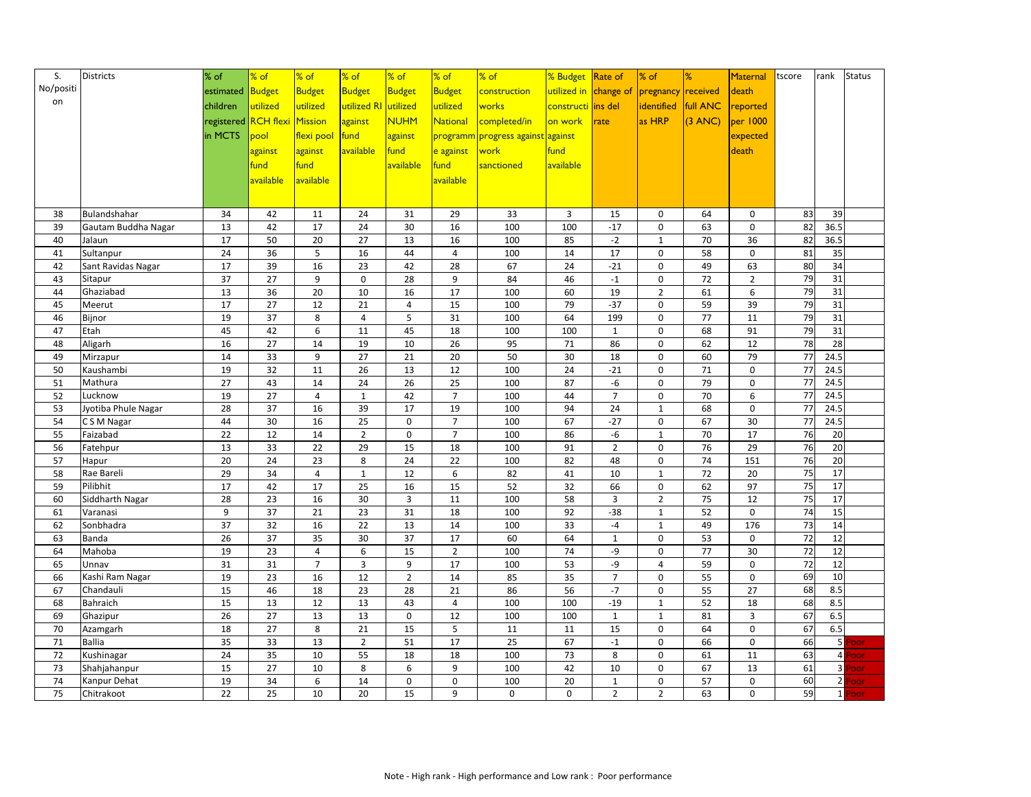| S. No/position | Districts | % of estimated children registered in MCTS | % of Budget utilized RCH flexi pool against fund available | % of Budget utilized Mission flexi pool against fund available | % of Budget utilized RI against fund available | % of Budget utilized NUHM against fund available | % of Budget utilized National programme against fund available | % of construction works completed/in progress against work sanctioned | % Budget utilized in construction work against fund available | Rate of change of ins del rate | % of pregnancy identified as HRP | % received full ANC (3 ANC) | Maternal death reported per 1000 expected death | tscore | rank | Status |
|---|---|---|---|---|---|---|---|---|---|---|---|---|---|---|---|---|
| 38 | Bulandshahar | 34 | 42 | 11 | 24 | 31 | 29 | 33 | 3 | 15 | 0 | 64 | 0 | 83 | 39 | |
| 39 | Gautam Buddha Nagar | 13 | 42 | 17 | 24 | 30 | 16 | 100 | 100 | -17 | 0 | 63 | 0 | 82 | 36.5 | |
| 40 | Jalaun | 17 | 50 | 20 | 27 | 13 | 16 | 100 | 85 | -2 | 1 | 70 | 36 | 82 | 36.5 | |
| 41 | Sultanpur | 24 | 36 | 5 | 16 | 44 | 4 | 100 | 14 | 17 | 0 | 58 | 0 | 81 | 35 | |
| 42 | Sant Ravidas Nagar | 17 | 39 | 16 | 23 | 42 | 28 | 67 | 24 | -21 | 0 | 49 | 63 | 80 | 34 | |
| 43 | Sitapur | 37 | 27 | 9 | 0 | 28 | 9 | 84 | 46 | -1 | 0 | 72 | 2 | 79 | 31 | |
| 44 | Ghaziabad | 13 | 36 | 20 | 10 | 16 | 17 | 100 | 60 | 19 | 2 | 61 | 6 | 79 | 31 | |
| 45 | Meerut | 17 | 27 | 12 | 21 | 4 | 15 | 100 | 79 | -37 | 0 | 59 | 39 | 79 | 31 | |
| 46 | Bijnor | 19 | 37 | 8 | 4 | 5 | 31 | 100 | 64 | 199 | 0 | 77 | 11 | 79 | 31 | |
| 47 | Etah | 45 | 42 | 6 | 11 | 45 | 18 | 100 | 100 | 1 | 0 | 68 | 91 | 79 | 31 | |
| 48 | Aligarh | 16 | 27 | 14 | 19 | 10 | 26 | 95 | 71 | 86 | 0 | 62 | 12 | 78 | 28 | |
| 49 | Mirzapur | 14 | 33 | 9 | 27 | 21 | 20 | 50 | 30 | 18 | 0 | 60 | 79 | 77 | 24.5 | |
| 50 | Kaushambi | 19 | 32 | 11 | 26 | 13 | 12 | 100 | 24 | -21 | 0 | 71 | 0 | 77 | 24.5 | |
| 51 | Mathura | 27 | 43 | 14 | 24 | 26 | 25 | 100 | 87 | -6 | 0 | 79 | 0 | 77 | 24.5 | |
| 52 | Lucknow | 19 | 27 | 4 | 1 | 42 | 7 | 100 | 44 | 7 | 0 | 70 | 6 | 77 | 24.5 | |
| 53 | Jyotiba Phule Nagar | 28 | 37 | 16 | 39 | 17 | 19 | 100 | 94 | 24 | 1 | 68 | 0 | 77 | 24.5 | |
| 54 | C S M Nagar | 44 | 30 | 16 | 25 | 0 | 7 | 100 | 67 | -27 | 0 | 67 | 30 | 77 | 24.5 | |
| 55 | Faizabad | 22 | 12 | 14 | 2 | 0 | 7 | 100 | 86 | -6 | 1 | 70 | 17 | 76 | 20 | |
| 56 | Fatehpur | 13 | 33 | 22 | 29 | 15 | 18 | 100 | 91 | 2 | 0 | 76 | 29 | 76 | 20 | |
| 57 | Hapur | 20 | 24 | 23 | 8 | 24 | 22 | 100 | 82 | 48 | 0 | 74 | 151 | 76 | 20 | |
| 58 | Rae Bareli | 29 | 34 | 4 | 1 | 12 | 6 | 82 | 41 | 10 | 1 | 72 | 20 | 75 | 17 | |
| 59 | Pilibhit | 17 | 42 | 17 | 25 | 16 | 15 | 52 | 32 | 66 | 0 | 62 | 97 | 75 | 17 | |
| 60 | Siddharth Nagar | 28 | 23 | 16 | 30 | 3 | 11 | 100 | 58 | 3 | 2 | 75 | 12 | 75 | 17 | |
| 61 | Varanasi | 9 | 37 | 21 | 23 | 31 | 18 | 100 | 92 | -38 | 1 | 52 | 0 | 74 | 15 | |
| 62 | Sonbhadra | 37 | 32 | 16 | 22 | 13 | 14 | 100 | 33 | -4 | 1 | 49 | 176 | 73 | 14 | |
| 63 | Banda | 26 | 37 | 35 | 30 | 37 | 17 | 60 | 64 | 1 | 0 | 53 | 0 | 72 | 12 | |
| 64 | Mahoba | 19 | 23 | 4 | 6 | 15 | 2 | 100 | 74 | -9 | 0 | 77 | 30 | 72 | 12 | |
| 65 | Unnav | 31 | 31 | 7 | 3 | 9 | 17 | 100 | 53 | -9 | 4 | 59 | 0 | 72 | 12 | |
| 66 | Kashi Ram Nagar | 19 | 23 | 16 | 12 | 2 | 14 | 85 | 35 | 7 | 0 | 55 | 0 | 69 | 10 | |
| 67 | Chandauli | 15 | 46 | 18 | 23 | 28 | 21 | 86 | 56 | -7 | 0 | 55 | 27 | 68 | 8.5 | |
| 68 | Bahraich | 15 | 13 | 12 | 13 | 43 | 4 | 100 | 100 | -19 | 1 | 52 | 18 | 68 | 8.5 | |
| 69 | Ghazipur | 26 | 27 | 13 | 13 | 0 | 12 | 100 | 100 | 1 | 1 | 81 | 3 | 67 | 6.5 | |
| 70 | Azamgarh | 18 | 27 | 8 | 21 | 15 | 5 | 11 | 11 | 15 | 0 | 64 | 0 | 67 | 6.5 | |
| 71 | Ballia | 35 | 33 | 13 | 2 | 51 | 17 | 25 | 67 | -1 | 0 | 66 | 0 | 66 | 5 | Poor |
| 72 | Kushinagar | 24 | 35 | 10 | 55 | 18 | 18 | 100 | 73 | 8 | 0 | 61 | 11 | 63 | 4 | Poor |
| 73 | Shahjahanpur | 15 | 27 | 10 | 8 | 6 | 9 | 100 | 42 | 10 | 0 | 67 | 13 | 61 | 3 | Poor |
| 74 | Kanpur Dehat | 19 | 34 | 6 | 14 | 0 | 0 | 100 | 20 | 1 | 0 | 57 | 0 | 60 | 2 | Poor |
| 75 | Chitrakoot | 22 | 25 | 10 | 20 | 15 | 9 | 0 | 0 | 2 | 2 | 63 | 0 | 59 | 1 | Poor |

Note - High rank - High performance and Low rank : Poor performance